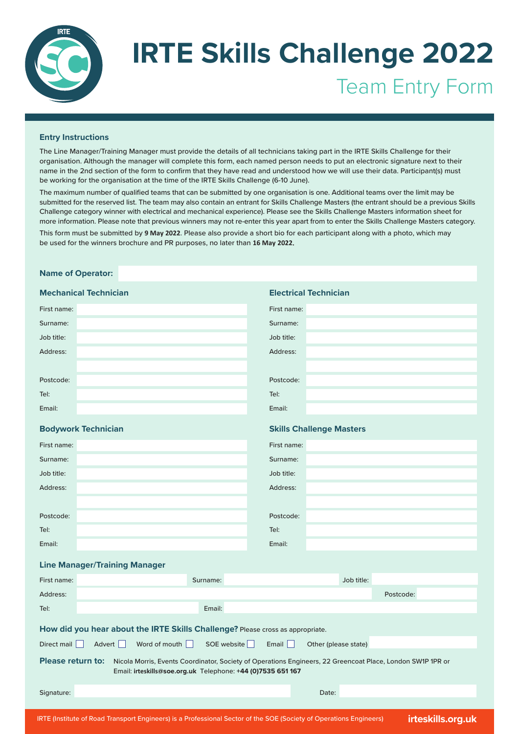# IRTE Skills Challenge 2022

## Team Entry Form

### Entry Instructions

The Line Manager/Training Manager must provide the details of all technicians taking part in the IRTE Skills Challenge for their organisation. Although the manager will complete this form, each named person needs to put an electronic signature next to their name in the 2nd section of the form to confirm that they have read and understood how we will use their data. Participant(s) must be working for the organisation at the time of the IRTE Skills Challenge (6-10 June).

The maximum number of qualified teams that can be submitted by one organisation is one. Additional teams over the limit may be submitted for the reserved list. The team may also contain an entrant for Skills Challenge Masters (the entrant should be a previous Skills Challenge category winner with electrical and mechanical experience). Please see the Skills Challenge Masters information sheet for more information. Please note that previous winners may not re-enter this year apart from to enter the Skills Challenge Masters category.

This form must be submitted by **9 May 2022**. Please also provide a short bio for each participant along with a photo, which may be used for the winners brochure and PR purposes, no later than **16 May 2022.**

**Name of Operator:**

### Mechanical Technician

First name:
Surname:
Job title:
Address:

Postcode:
Tel:
Email:

### Electrical Technician

First name:
Surname:
Job title:
Address:

Postcode:
Tel:
Email:

### Bodywork Technician

First name:
Surname:
Job title:
Address:

Postcode:
Tel:
Email:

### Skills Challenge Masters

First name:
Surname:
Job title:
Address:

Postcode:
Tel:
Email:

### Line Manager/Training Manager

First name: Surname: Job title:
Address: Postcode:
Tel: Email:

**How did you hear about the IRTE Skills Challenge?** Please cross as appropriate.

Direct mail ☐ Advert ☐ Word of mouth ☐ SOE website ☐ Email ☐ Other (please state)

**Please return to:** Nicola Morris, Events Coordinator, Society of Operations Engineers, 22 Greencoat Place, London SW1P 1PR or Email: **irteskills@soe.org.uk** Telephone: **+44 (0)7535 651 167**

Signature: Date:

IRTE (Institute of Road Transport Engineers) is a Professional Sector of the SOE (Society of Operations Engineers) **irteskills.org.uk**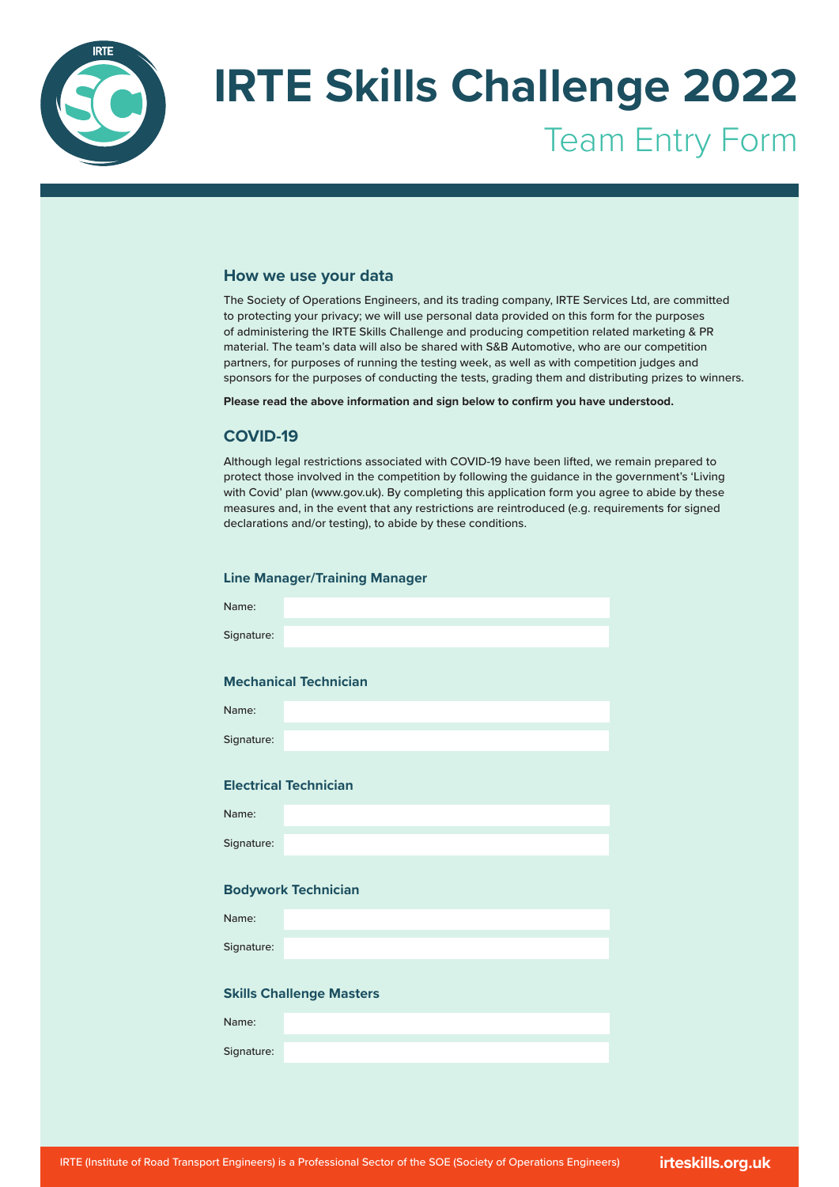# IRTE Skills Challenge 2022

## Team Entry Form

### How we use your data

The Society of Operations Engineers, and its trading company, IRTE Services Ltd, are committed to protecting your privacy; we will use personal data provided on this form for the purposes of administering the IRTE Skills Challenge and producing competition related marketing & PR material. The team's data will also be shared with S&B Automotive, who are our competition partners, for purposes of running the testing week, as well as with competition judges and sponsors for the purposes of conducting the tests, grading them and distributing prizes to winners.

**Please read the above information and sign below to confirm you have understood.**

### COVID-19

Although legal restrictions associated with COVID-19 have been lifted, we remain prepared to protect those involved in the competition by following the guidance in the government's 'Living with Covid' plan (www.gov.uk). By completing this application form you agree to abide by these measures and, in the event that any restrictions are reintroduced (e.g. requirements for signed declarations and/or testing), to abide by these conditions.

#### Line Manager/Training Manager

Name:

Signature:

#### Mechanical Technician

Name:

Signature:

#### Electrical Technician

Name:

Signature:

#### Bodywork Technician

Name:

Signature:

#### Skills Challenge Masters

Name:

Signature:

IRTE (Institute of Road Transport Engineers) is a Professional Sector of the SOE (Society of Operations Engineers) **irteskills.org.uk**